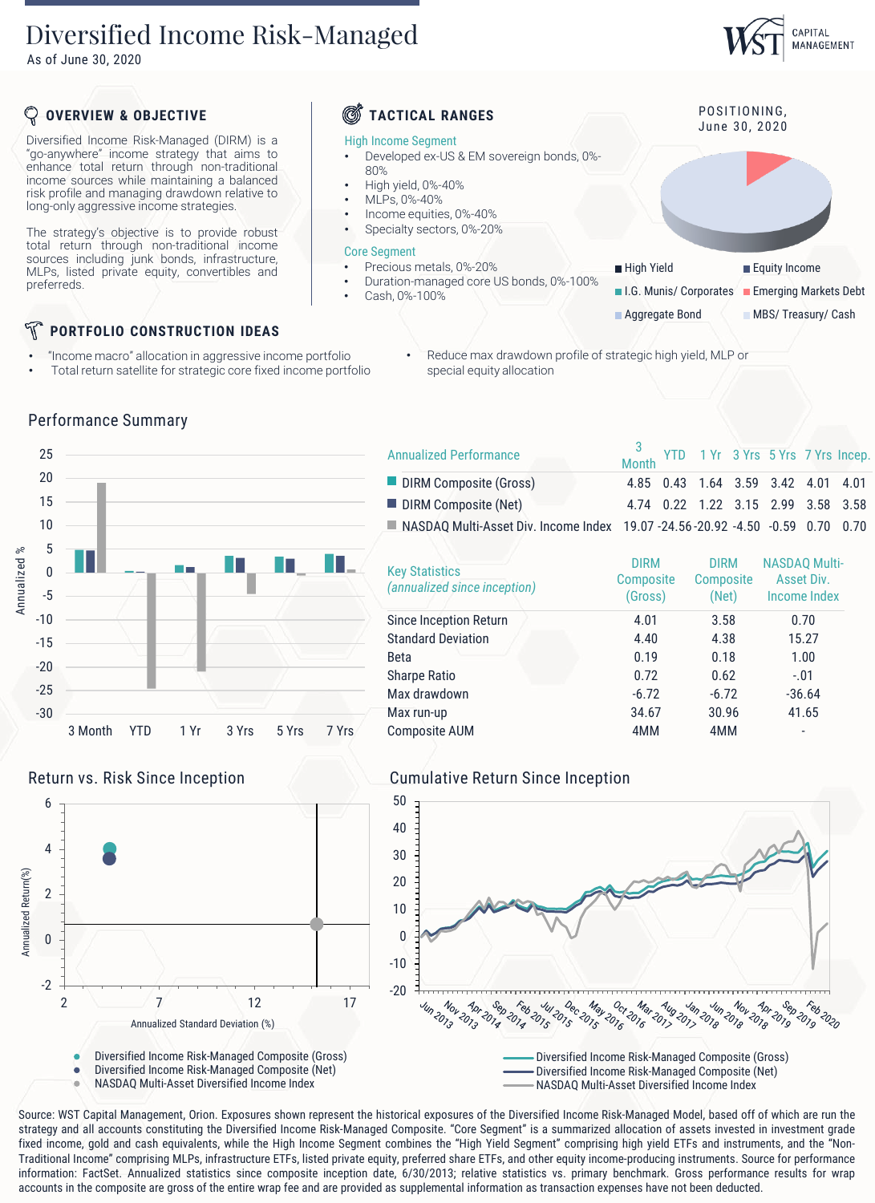# Diversified Income Risk-Managed

As of June 30, 2020

WST CAPITAL MANAGEMENT

## OVERVIEW & OBJECTIVE

Diversified Income Risk-Managed (DIRM) is a "go-anywhere" income strategy that aims to enhance total return through non-traditional income sources while maintaining a balanced risk profile and managing drawdown relative to long-only aggressive income strategies.

The strategy's objective is to provide robust total return through non-traditional income sources including junk bonds, infrastructure, MLPs, listed private equity, convertibles and preferreds.

## TACTICAL RANGES

**High Income Segment**

- Developed ex-US & EM sovereign bonds, 0%-80%
- High yield, 0%-40%
- MLPs, 0%-40%
- Income equities, 0%-40%
- Specialty sectors, 0%-20%

**Core Segment**

- Precious metals, 0%-20%
- Duration-managed core US bonds, 0%-100%
- Cash, 0%-100%

## POSITIONING, June 30, 2020

- High Yield
- Equity Income
- I.G. Munis/ Corporates
- Emerging Markets Debt
- Aggregate Bond
- MBS/ Treasury/ Cash

## PORTFOLIO CONSTRUCTION IDEAS

- "Income macro" allocation in aggressive income portfolio
- Total return satellite for strategic core fixed income portfolio
- Reduce max drawdown profile of strategic high yield, MLP or special equity allocation

## Performance Summary

| Annualized Performance | 3 Month | YTD | 1 Yr | 3 Yrs | 5 Yrs | 7 Yrs | Incep. |
|---|---|---|---|---|---|---|---|
| DIRM Composite (Gross) | 4.85 | 0.43 | 1.64 | 3.59 | 3.42 | 4.01 | 4.01 |
| DIRM Composite (Net) | 4.74 | 0.22 | 1.22 | 3.15 | 2.99 | 3.58 | 3.58 |
| NASDAQ Multi-Asset Div. Income Index | 19.07 | -24.56 | -20.92 | -4.50 | -0.59 | 0.70 | 0.70 |

| Key Statistics *(annualized since inception)* | DIRM Composite (Gross) | DIRM Composite (Net) | NASDAQ Multi-Asset Div. Income Index |
|---|---|---|---|
| Since Inception Return | 4.01 | 3.58 | 0.70 |
| Standard Deviation | 4.40 | 4.38 | 15.27 |
| Beta | 0.19 | 0.18 | 1.00 |
| Sharpe Ratio | 0.72 | 0.62 | -.01 |
| Max drawdown | -6.72 | -6.72 | -36.64 |
| Max run-up | 34.67 | 30.96 | 41.65 |
| Composite AUM | 4MM | 4MM | - |

## Return vs. Risk Since Inception

- Diversified Income Risk-Managed Composite (Gross)
- Diversified Income Risk-Managed Composite (Net)
- NASDAQ Multi-Asset Diversified Income Index

## Cumulative Return Since Inception

- Diversified Income Risk-Managed Composite (Gross)
- Diversified Income Risk-Managed Composite (Net)
- NASDAQ Multi-Asset Diversified Income Index

Source: WST Capital Management, Orion. Exposures shown represent the historical exposures of the Diversified Income Risk-Managed Model, based off of which are run the strategy and all accounts constituting the Diversified Income Risk-Managed Composite. "Core Segment" is a summarized allocation of assets invested in investment grade fixed income, gold and cash equivalents, while the High Income Segment combines the "High Yield Segment" comprising high yield ETFs and instruments, and the "Non-Traditional Income" comprising MLPs, infrastructure ETFs, listed private equity, preferred share ETFs, and other equity income-producing instruments. Source for performance information: FactSet. Annualized statistics since composite inception date, 6/30/2013; relative statistics vs. primary benchmark. Gross performance results for wrap accounts in the composite are gross of the entire wrap fee and are provided as supplemental information as transaction expenses have not been deducted.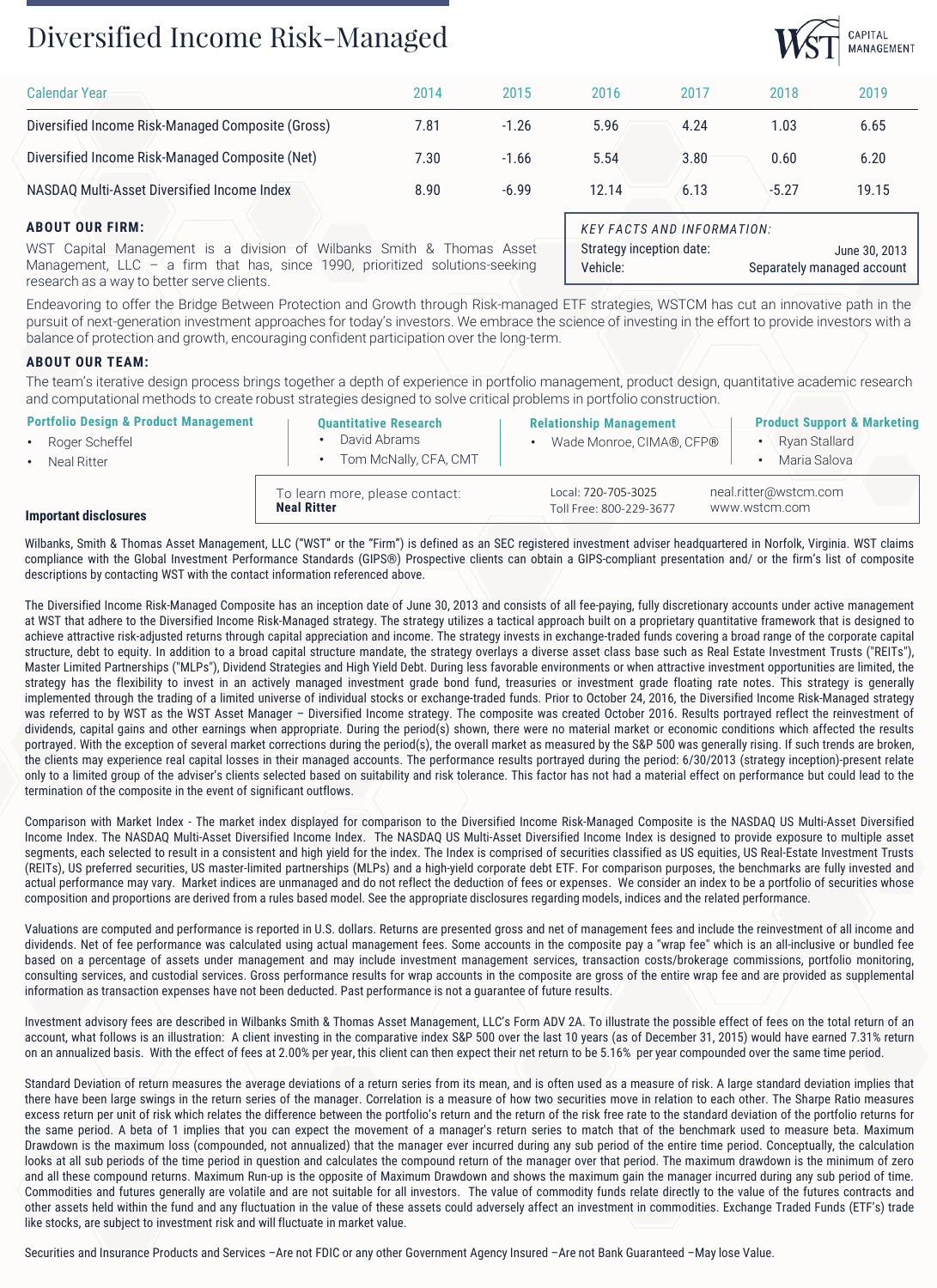# Diversified Income Risk-Managed

WST CAPITAL MANAGEMENT

| Calendar Year | 2014 | 2015 | 2016 | 2017 | 2018 | 2019 |
|---|---|---|---|---|---|---|
| Diversified Income Risk-Managed Composite (Gross) | 7.81 | -1.26 | 5.96 | 4.24 | 1.03 | 6.65 |
| Diversified Income Risk-Managed Composite (Net) | 7.30 | -1.66 | 5.54 | 3.80 | 0.60 | 6.20 |
| NASDAQ Multi-Asset Diversified Income Index | 8.90 | -6.99 | 12.14 | 6.13 | -5.27 | 19.15 |

### ABOUT OUR FIRM:

WST Capital Management is a division of Wilbanks Smith & Thomas Asset Management, LLC – a firm that has, since 1990, prioritized solutions-seeking research as a way to better serve clients.

*KEY FACTS AND INFORMATION:*

| | |
|---|---|
| Strategy inception date: | June 30, 2013 |
| Vehicle: | Separately managed account |

Endeavoring to offer the Bridge Between Protection and Growth through Risk-managed ETF strategies, WSTCM has cut an innovative path in the pursuit of next-generation investment approaches for today's investors. We embrace the science of investing in the effort to provide investors with a balance of protection and growth, encouraging confident participation over the long-term.

### ABOUT OUR TEAM:

The team's iterative design process brings together a depth of experience in portfolio management, product design, quantitative academic research and computational methods to create robust strategies designed to solve critical problems in portfolio construction.

**Portfolio Design & Product Management**
- Roger Scheffel
- Neal Ritter

**Quantitative Research**
- David Abrams
- Tom McNally, CFA, CMT

**Relationship Management**
- Wade Monroe, CIMA®, CFP®

**Product Support & Marketing**
- Ryan Stallard
- Maria Salova

To learn more, please contact: **Neal Ritter**
Local: 720-705-3025
Toll Free: 800-229-3677
neal.ritter@wstcm.com
www.wstcm.com

### Important disclosures

Wilbanks, Smith & Thomas Asset Management, LLC ("WST" or the "Firm") is defined as an SEC registered investment adviser headquartered in Norfolk, Virginia. WST claims compliance with the Global Investment Performance Standards (GIPS®) Prospective clients can obtain a GIPS-compliant presentation and/ or the firm's list of composite descriptions by contacting WST with the contact information referenced above.

The Diversified Income Risk-Managed Composite has an inception date of June 30, 2013 and consists of all fee-paying, fully discretionary accounts under active management at WST that adhere to the Diversified Income Risk-Managed strategy. The strategy utilizes a tactical approach built on a proprietary quantitative framework that is designed to achieve attractive risk-adjusted returns through capital appreciation and income. The strategy invests in exchange-traded funds covering a broad range of the corporate capital structure, debt to equity. In addition to a broad capital structure mandate, the strategy overlays a diverse asset class base such as Real Estate Investment Trusts ("REITs"), Master Limited Partnerships ("MLPs"), Dividend Strategies and High Yield Debt. During less favorable environments or when attractive investment opportunities are limited, the strategy has the flexibility to invest in an actively managed investment grade bond fund, treasuries or investment grade floating rate notes. This strategy is generally implemented through the trading of a limited universe of individual stocks or exchange-traded funds. Prior to October 24, 2016, the Diversified Income Risk-Managed strategy was referred to by WST as the WST Asset Manager – Diversified Income strategy. The composite was created October 2016. Results portrayed reflect the reinvestment of dividends, capital gains and other earnings when appropriate. During the period(s) shown, there were no material market or economic conditions which affected the results portrayed. With the exception of several market corrections during the period(s), the overall market as measured by the S&P 500 was generally rising. If such trends are broken, the clients may experience real capital losses in their managed accounts. The performance results portrayed during the period: 6/30/2013 (strategy inception)-present relate only to a limited group of the adviser's clients selected based on suitability and risk tolerance. This factor has not had a material effect on performance but could lead to the termination of the composite in the event of significant outflows.

Comparison with Market Index - The market index displayed for comparison to the Diversified Income Risk-Managed Composite is the NASDAQ US Multi-Asset Diversified Income Index. The NASDAQ Multi-Asset Diversified Income Index. The NASDAQ US Multi-Asset Diversified Income Index is designed to provide exposure to multiple asset segments, each selected to result in a consistent and high yield for the index. The Index is comprised of securities classified as US equities, US Real-Estate Investment Trusts (REITs), US preferred securities, US master-limited partnerships (MLPs) and a high-yield corporate debt ETF. For comparison purposes, the benchmarks are fully invested and actual performance may vary. Market indices are unmanaged and do not reflect the deduction of fees or expenses. We consider an index to be a portfolio of securities whose composition and proportions are derived from a rules based model. See the appropriate disclosures regarding models, indices and the related performance.

Valuations are computed and performance is reported in U.S. dollars. Returns are presented gross and net of management fees and include the reinvestment of all income and dividends. Net of fee performance was calculated using actual management fees. Some accounts in the composite pay a "wrap fee" which is an all-inclusive or bundled fee based on a percentage of assets under management and may include investment management services, transaction costs/brokerage commissions, portfolio monitoring, consulting services, and custodial services. Gross performance results for wrap accounts in the composite are gross of the entire wrap fee and are provided as supplemental information as transaction expenses have not been deducted. Past performance is not a guarantee of future results.

Investment advisory fees are described in Wilbanks Smith & Thomas Asset Management, LLC's Form ADV 2A. To illustrate the possible effect of fees on the total return of an account, what follows is an illustration: A client investing in the comparative index S&P 500 over the last 10 years (as of December 31, 2015) would have earned 7.31% return on an annualized basis. With the effect of fees at 2.00% per year, this client can then expect their net return to be 5.16% per year compounded over the same time period.

Standard Deviation of return measures the average deviations of a return series from its mean, and is often used as a measure of risk. A large standard deviation implies that there have been large swings in the return series of the manager. Correlation is a measure of how two securities move in relation to each other. The Sharpe Ratio measures excess return per unit of risk which relates the difference between the portfolio's return and the return of the risk free rate to the standard deviation of the portfolio returns for the same period. A beta of 1 implies that you can expect the movement of a manager's return series to match that of the benchmark used to measure beta. Maximum Drawdown is the maximum loss (compounded, not annualized) that the manager ever incurred during any sub period of the entire time period. Conceptually, the calculation looks at all sub periods of the time period in question and calculates the compound return of the manager over that period. The maximum drawdown is the minimum of zero and all these compound returns. Maximum Run-up is the opposite of Maximum Drawdown and shows the maximum gain the manager incurred during any sub period of time. Commodities and futures generally are volatile and are not suitable for all investors. The value of commodity funds relate directly to the value of the futures contracts and other assets held within the fund and any fluctuation in the value of these assets could adversely affect an investment in commodities. Exchange Traded Funds (ETF's) trade like stocks, are subject to investment risk and will fluctuate in market value.

Securities and Insurance Products and Services –Are not FDIC or any other Government Agency Insured –Are not Bank Guaranteed –May lose Value.